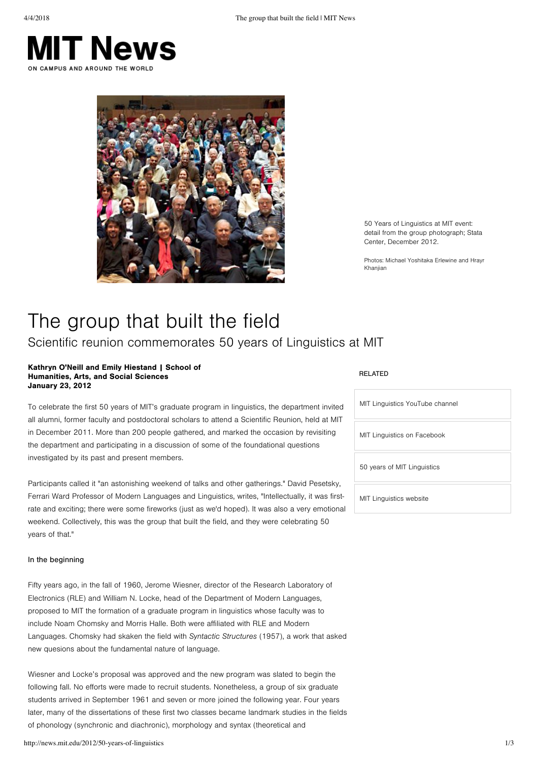# MIT News

ON CAMPUS AND AROUND THE WORLD

50 Years of Linguistics at MIT event: detail from the group photograph; Stata Center, December 2012.

Photos: Michael Yoshitaka Erlewine and Hrayr Khanjian

# The group that built the field

## Scientific reunion commemorates 50 years of Linguistics at MIT

**Kathryn O'Neill and Emily Hiestand | School of Humanities, Arts, and Social Sciences**
**January 23, 2012**

To celebrate the first 50 years of MIT's graduate program in linguistics, the department invited all alumni, former faculty and postdoctoral scholars to attend a Scientific Reunion, held at MIT in December 2011. More than 200 people gathered, and marked the occasion by revisiting the department and participating in a discussion of some of the foundational questions investigated by its past and present members.

Participants called it "an astonishing weekend of talks and other gatherings." David Pesetsky, Ferrari Ward Professor of Modern Languages and Linguistics, writes, "Intellectually, it was first-rate and exciting; there were some fireworks (just as we'd hoped). It was also a very emotional weekend. Collectively, this was the group that built the field, and they were celebrating 50 years of that."

### In the beginning

Fifty years ago, in the fall of 1960, Jerome Wiesner, director of the Research Laboratory of Electronics (RLE) and William N. Locke, head of the Department of Modern Languages, proposed to MIT the formation of a graduate program in linguistics whose faculty was to include Noam Chomsky and Morris Halle. Both were affiliated with RLE and Modern Languages. Chomsky had skaken the field with *Syntactic Structures* (1957), a work that asked new quesions about the fundamental nature of language.

Wiesner and Locke's proposal was approved and the new program was slated to begin the following fall. No efforts were made to recruit students. Nonetheless, a group of six graduate students arrived in September 1961 and seven or more joined the following year. Four years later, many of the dissertations of these first two classes became landmark studies in the fields of phonology (synchronic and diachronic), morphology and syntax (theoretical and

RELATED

- MIT Linguistics YouTube channel
- MIT Linguistics on Facebook
- 50 years of MIT Linguistics
- MIT Linguistics website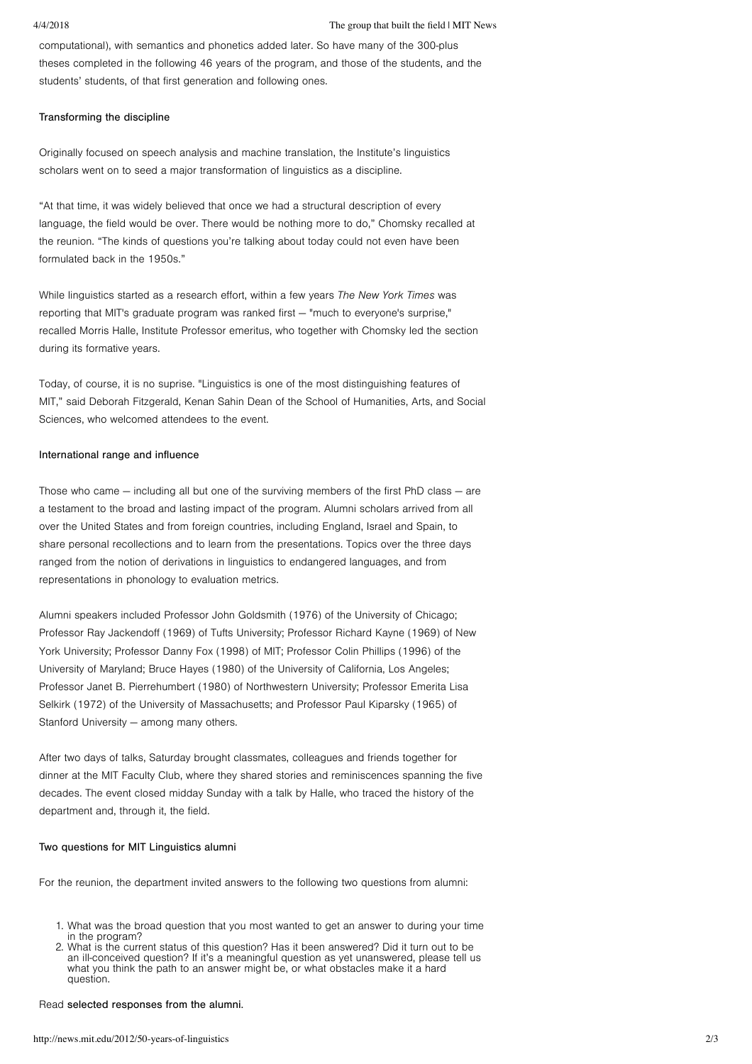computational), with semantics and phonetics added later. So have many of the 300-plus theses completed in the following 46 years of the program, and those of the students, and the students' students, of that first generation and following ones.

#### Transforming the discipline

Originally focused on speech analysis and machine translation, the Institute's linguistics scholars went on to seed a major transformation of linguistics as a discipline.

"At that time, it was widely believed that once we had a structural description of every language, the field would be over. There would be nothing more to do," Chomsky recalled at the reunion. "The kinds of questions you're talking about today could not even have been formulated back in the 1950s."

While linguistics started as a research effort, within a few years *The New York Times* was reporting that MIT's graduate program was ranked first — "much to everyone's surprise," recalled Morris Halle, Institute Professor emeritus, who together with Chomsky led the section during its formative years.

Today, of course, it is no suprise. "Linguistics is one of the most distinguishing features of MIT," said Deborah Fitzgerald, Kenan Sahin Dean of the School of Humanities, Arts, and Social Sciences, who welcomed attendees to the event.

#### International range and influence

Those who came — including all but one of the surviving members of the first PhD class — are a testament to the broad and lasting impact of the program. Alumni scholars arrived from all over the United States and from foreign countries, including England, Israel and Spain, to share personal recollections and to learn from the presentations. Topics over the three days ranged from the notion of derivations in linguistics to endangered languages, and from representations in phonology to evaluation metrics.

Alumni speakers included Professor John Goldsmith (1976) of the University of Chicago; Professor Ray Jackendoff (1969) of Tufts University; Professor Richard Kayne (1969) of New York University; Professor Danny Fox (1998) of MIT; Professor Colin Phillips (1996) of the University of Maryland; Bruce Hayes (1980) of the University of California, Los Angeles; Professor Janet B. Pierrehumbert (1980) of Northwestern University; Professor Emerita Lisa Selkirk (1972) of the University of Massachusetts; and Professor Paul Kiparsky (1965) of Stanford University — among many others.

After two days of talks, Saturday brought classmates, colleagues and friends together for dinner at the MIT Faculty Club, where they shared stories and reminiscences spanning the five decades. The event closed midday Sunday with a talk by Halle, who traced the history of the department and, through it, the field.

#### Two questions for MIT Linguistics alumni

For the reunion, the department invited answers to the following two questions from alumni:

1. What was the broad question that you most wanted to get an answer to during your time in the program?
2. What is the current status of this question? Has it been answered? Did it turn out to be an ill-conceived question? If it's a meaningful question as yet unanswered, please tell us what you think the path to an answer might be, or what obstacles make it a hard question.

Read selected responses from the alumni.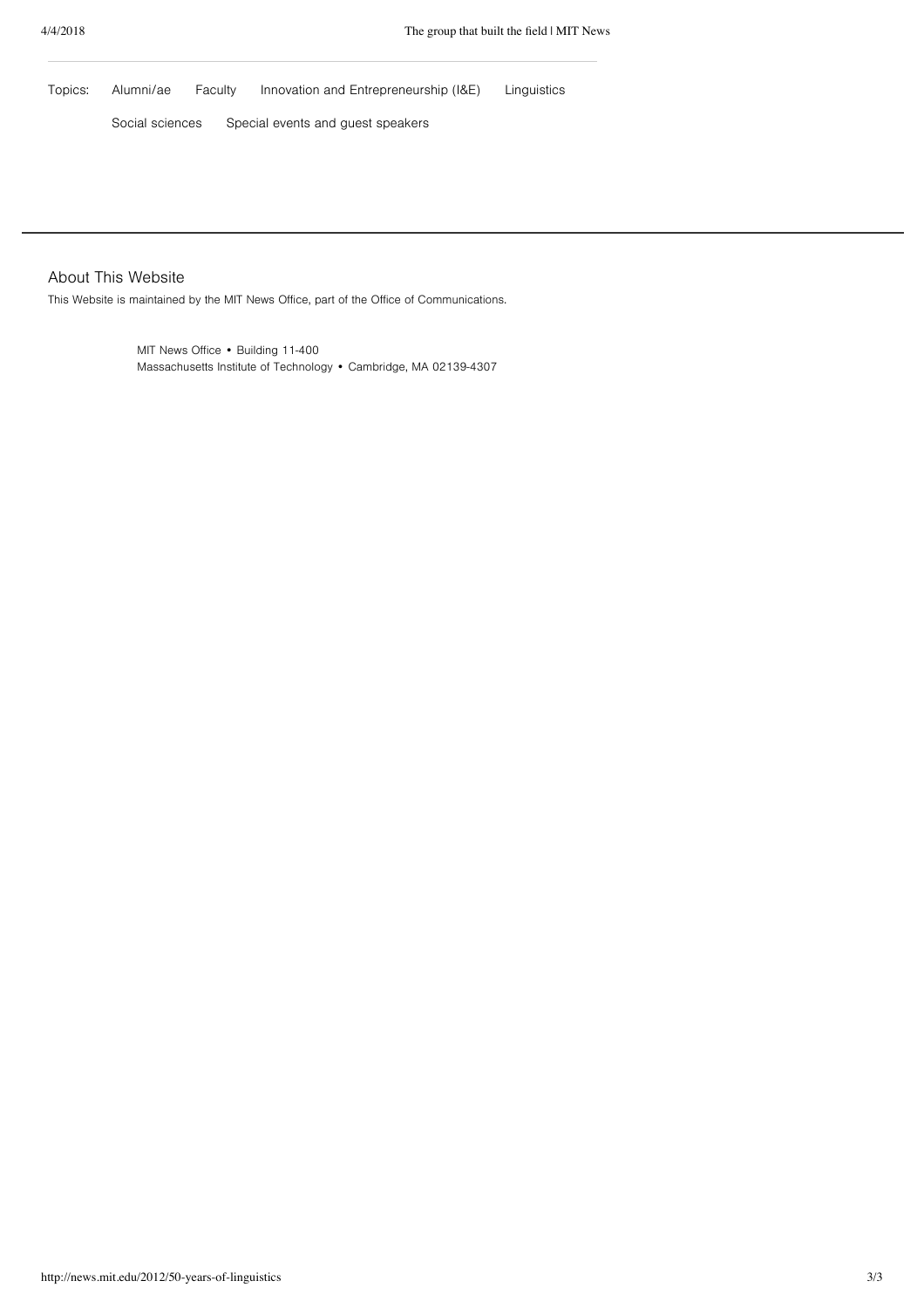Topics: Alumni/ae Faculty Innovation and Entrepreneurship (I&E) Linguistics Social sciences Special events and guest speakers

## About This Website

This Website is maintained by the MIT News Office, part of the Office of Communications.

MIT News Office • Building 11-400
Massachusetts Institute of Technology • Cambridge, MA 02139-4307